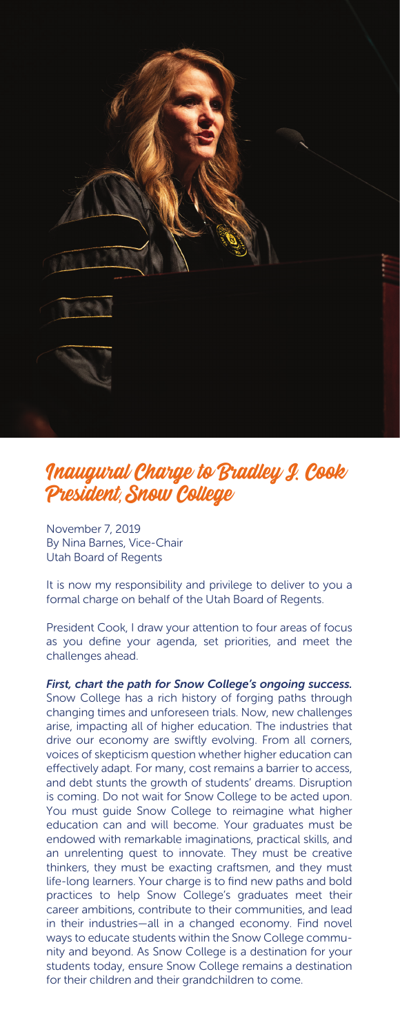# Inaugural Charge to Bradley J. Cook President, Snow College

November 7, 2019
By Nina Barnes, Vice-Chair
Utah Board of Regents

It is now my responsibility and privilege to deliver to you a formal charge on behalf of the Utah Board of Regents.

President Cook, I draw your attention to four areas of focus as you define your agenda, set priorities, and meet the challenges ahead.

***First, chart the path for Snow College's ongoing success.*** Snow College has a rich history of forging paths through changing times and unforeseen trials. Now, new challenges arise, impacting all of higher education. The industries that drive our economy are swiftly evolving. From all corners, voices of skepticism question whether higher education can effectively adapt. For many, cost remains a barrier to access, and debt stunts the growth of students' dreams. Disruption is coming. Do not wait for Snow College to be acted upon. You must guide Snow College to reimagine what higher education can and will become. Your graduates must be endowed with remarkable imaginations, practical skills, and an unrelenting quest to innovate. They must be creative thinkers, they must be exacting craftsmen, and they must life-long learners. Your charge is to find new paths and bold practices to help Snow College's graduates meet their career ambitions, contribute to their communities, and lead in their industries—all in a changed economy. Find novel ways to educate students within the Snow College community and beyond. As Snow College is a destination for your students today, ensure Snow College remains a destination for their children and their grandchildren to come.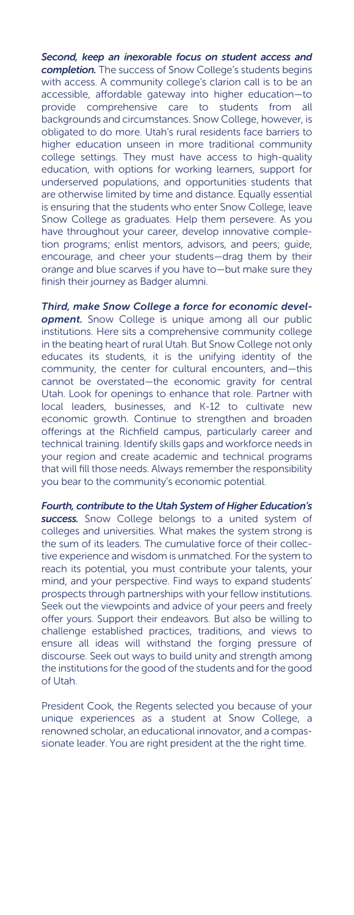***Second, keep an inexorable focus on student access and completion.*** The success of Snow College's students begins with access. A community college's clarion call is to be an accessible, affordable gateway into higher education—to provide comprehensive care to students from all backgrounds and circumstances. Snow College, however, is obligated to do more. Utah's rural residents face barriers to higher education unseen in more traditional community college settings. They must have access to high-quality education, with options for working learners, support for underserved populations, and opportunities students that are otherwise limited by time and distance. Equally essential is ensuring that the students who enter Snow College, leave Snow College as graduates. Help them persevere. As you have throughout your career, develop innovative completion programs; enlist mentors, advisors, and peers; guide, encourage, and cheer your students—drag them by their orange and blue scarves if you have to—but make sure they finish their journey as Badger alumni.

***Third, make Snow College a force for economic development.*** Snow College is unique among all our public institutions. Here sits a comprehensive community college in the beating heart of rural Utah. But Snow College not only educates its students, it is the unifying identity of the community, the center for cultural encounters, and—this cannot be overstated—the economic gravity for central Utah. Look for openings to enhance that role. Partner with local leaders, businesses, and K-12 to cultivate new economic growth. Continue to strengthen and broaden offerings at the Richfield campus, particularly career and technical training. Identify skills gaps and workforce needs in your region and create academic and technical programs that will fill those needs. Always remember the responsibility you bear to the community's economic potential.

***Fourth, contribute to the Utah System of Higher Education's success.*** Snow College belongs to a united system of colleges and universities. What makes the system strong is the sum of its leaders. The cumulative force of their collective experience and wisdom is unmatched. For the system to reach its potential, you must contribute your talents, your mind, and your perspective. Find ways to expand students' prospects through partnerships with your fellow institutions. Seek out the viewpoints and advice of your peers and freely offer yours. Support their endeavors. But also be willing to challenge established practices, traditions, and views to ensure all ideas will withstand the forging pressure of discourse. Seek out ways to build unity and strength among the institutions for the good of the students and for the good of Utah.

President Cook, the Regents selected you because of your unique experiences as a student at Snow College, a renowned scholar, an educational innovator, and a compassionate leader. You are right president at the the right time.